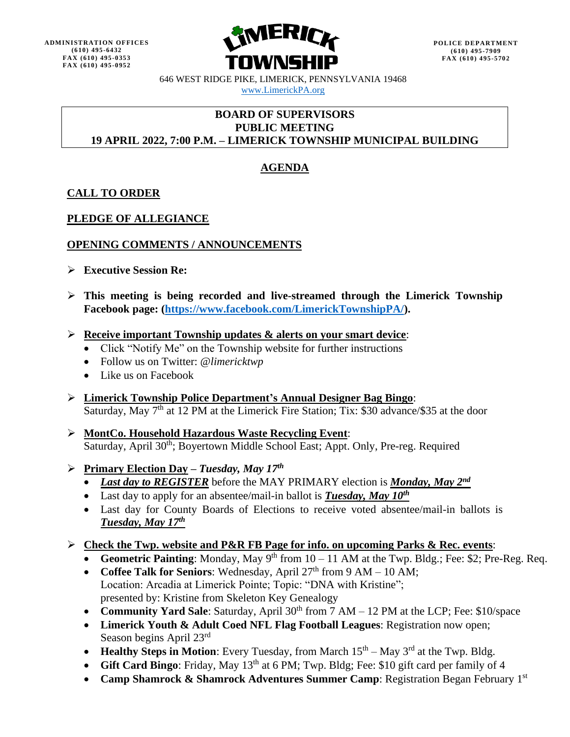ADMINISTRATION OFFICES
(610) 495-6432
FAX (610) 495-0353
FAX (610) 495-0952

**LIMERICK TOWNSHIP**

POLICE DEPARTMENT
(610) 495-7909
FAX (610) 495-5702

646 WEST RIDGE PIKE, LIMERICK, PENNSYLVANIA 19468
www.LimerickPA.org

**BOARD OF SUPERVISORS**
**PUBLIC MEETING**
**19 APRIL 2022, 7:00 P.M. – LIMERICK TOWNSHIP MUNICIPAL BUILDING**

## AGENDA

### CALL TO ORDER

### PLEDGE OF ALLEGIANCE

### OPENING COMMENTS / ANNOUNCEMENTS

- **Executive Session Re:**
- **This meeting is being recorded and live-streamed through the Limerick Township Facebook page: (https://www.facebook.com/LimerickTownshipPA/).**
- **Receive important Township updates & alerts on your smart device**:
  - Click "Notify Me" on the Township website for further instructions
  - Follow us on Twitter: *@limericktwp*
  - Like us on Facebook
- **Limerick Township Police Department's Annual Designer Bag Bingo**:
  Saturday, May 7th at 12 PM at the Limerick Fire Station; Tix: $30 advance/$35 at the door
- **MontCo. Household Hazardous Waste Recycling Event**:
  Saturday, April 30th; Boyertown Middle School East; Appt. Only, Pre-reg. Required
- **Primary Election Day** – ***Tuesday, May 17th***
  - ***Last day to REGISTER*** before the MAY PRIMARY election is ***Monday, May 2nd***
  - Last day to apply for an absentee/mail-in ballot is ***Tuesday, May 10th***
  - Last day for County Boards of Elections to receive voted absentee/mail-in ballots is ***Tuesday, May 17th***
- **Check the Twp. website and P&R FB Page for info. on upcoming Parks & Rec. events**:
  - **Geometric Painting**: Monday, May 9th from 10 – 11 AM at the Twp. Bldg.; Fee: $2; Pre-Reg. Req.
  - **Coffee Talk for Seniors**: Wednesday, April 27th from 9 AM – 10 AM;
    Location: Arcadia at Limerick Pointe; Topic: "DNA with Kristine";
    presented by: Kristine from Skeleton Key Genealogy
  - **Community Yard Sale**: Saturday, April 30th from 7 AM – 12 PM at the LCP; Fee: $10/space
  - **Limerick Youth & Adult Coed NFL Flag Football Leagues**: Registration now open;
    Season begins April 23rd
  - **Healthy Steps in Motion**: Every Tuesday, from March 15th – May 3rd at the Twp. Bldg.
  - **Gift Card Bingo**: Friday, May 13th at 6 PM; Twp. Bldg; Fee: $10 gift card per family of 4
  - **Camp Shamrock & Shamrock Adventures Summer Camp**: Registration Began February 1st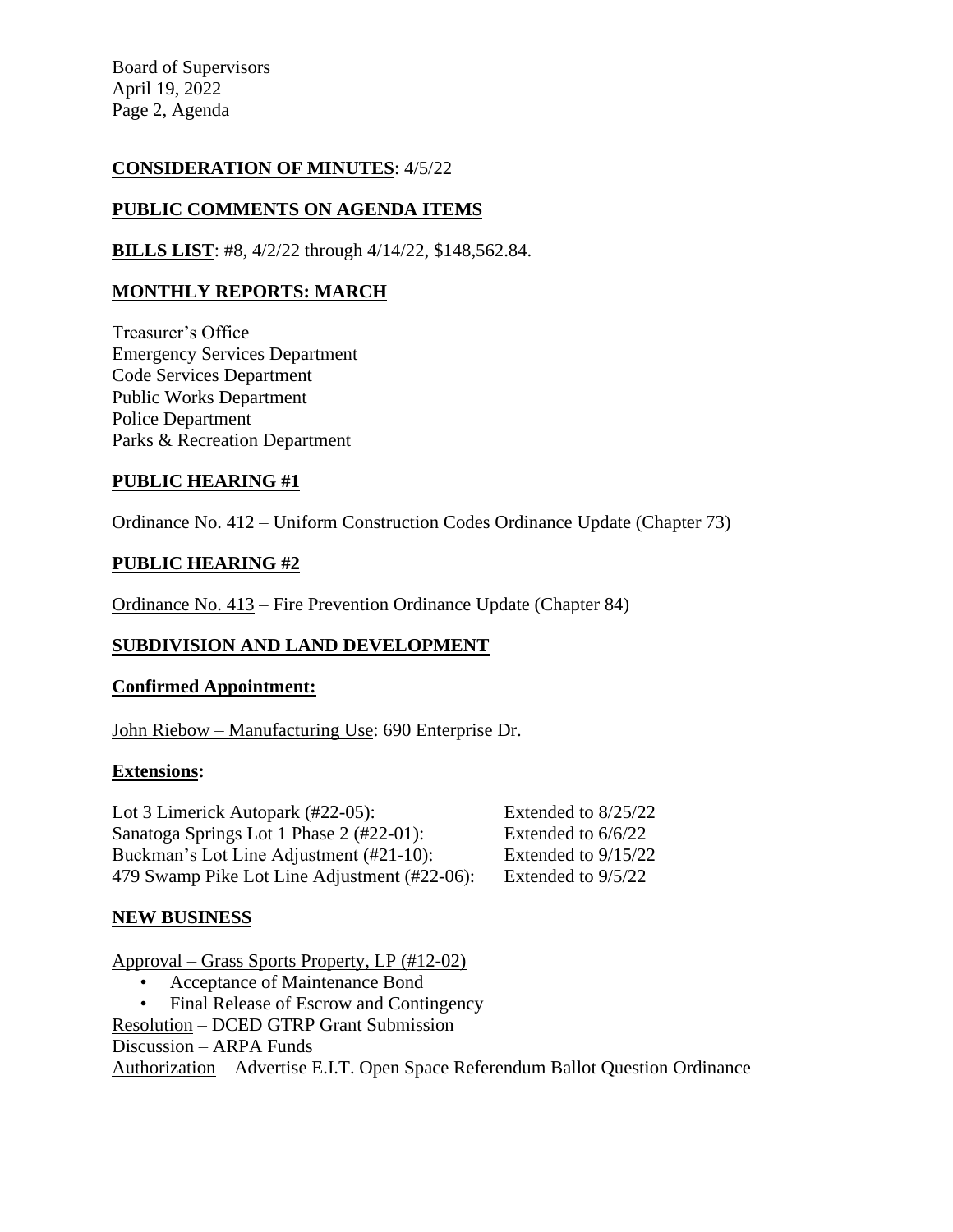**CONSIDERATION OF MINUTES**: 4/5/22

**PUBLIC COMMENTS ON AGENDA ITEMS**

**BILLS LIST**: #8, 4/2/22 through 4/14/22, $148,562.84.

**MONTHLY REPORTS: MARCH**

Treasurer's Office
Emergency Services Department
Code Services Department
Public Works Department
Police Department
Parks & Recreation Department

**PUBLIC HEARING #1**

Ordinance No. 412 – Uniform Construction Codes Ordinance Update (Chapter 73)

**PUBLIC HEARING #2**

Ordinance No. 413 – Fire Prevention Ordinance Update (Chapter 84)

**SUBDIVISION AND LAND DEVELOPMENT**

**Confirmed Appointment:**

John Riebow – Manufacturing Use: 690 Enterprise Dr.

**Extensions:**

| | |
|---|---|
| Lot 3 Limerick Autopark (#22-05): | Extended to 8/25/22 |
| Sanatoga Springs Lot 1 Phase 2 (#22-01): | Extended to 6/6/22 |
| Buckman's Lot Line Adjustment (#21-10): | Extended to 9/15/22 |
| 479 Swamp Pike Lot Line Adjustment (#22-06): | Extended to 9/5/22 |

**NEW BUSINESS**

Approval – Grass Sports Property, LP (#12-02)

- Acceptance of Maintenance Bond
- Final Release of Escrow and Contingency

Resolution – DCED GTRP Grant Submission
Discussion – ARPA Funds
Authorization – Advertise E.I.T. Open Space Referendum Ballot Question Ordinance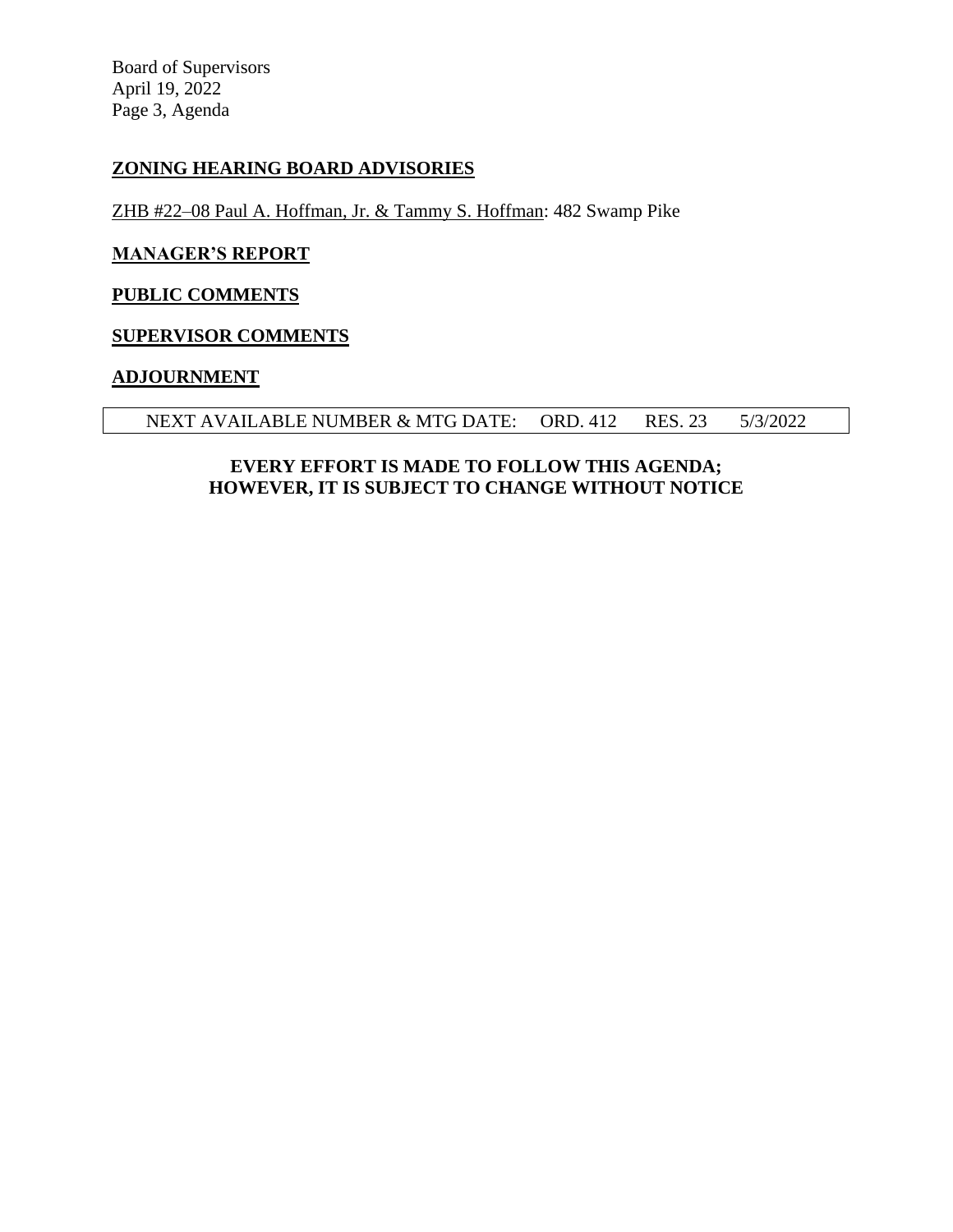## ZONING HEARING BOARD ADVISORIES

ZHB #22–08 Paul A. Hoffman, Jr. & Tammy S. Hoffman: 482 Swamp Pike

## MANAGER'S REPORT

## PUBLIC COMMENTS

## SUPERVISOR COMMENTS

## ADJOURNMENT

| | | | |
|---|---|---|---|
| NEXT AVAILABLE NUMBER & MTG DATE: | ORD. 412 | RES. 23 | 5/3/2022 |

**EVERY EFFORT IS MADE TO FOLLOW THIS AGENDA; HOWEVER, IT IS SUBJECT TO CHANGE WITHOUT NOTICE**